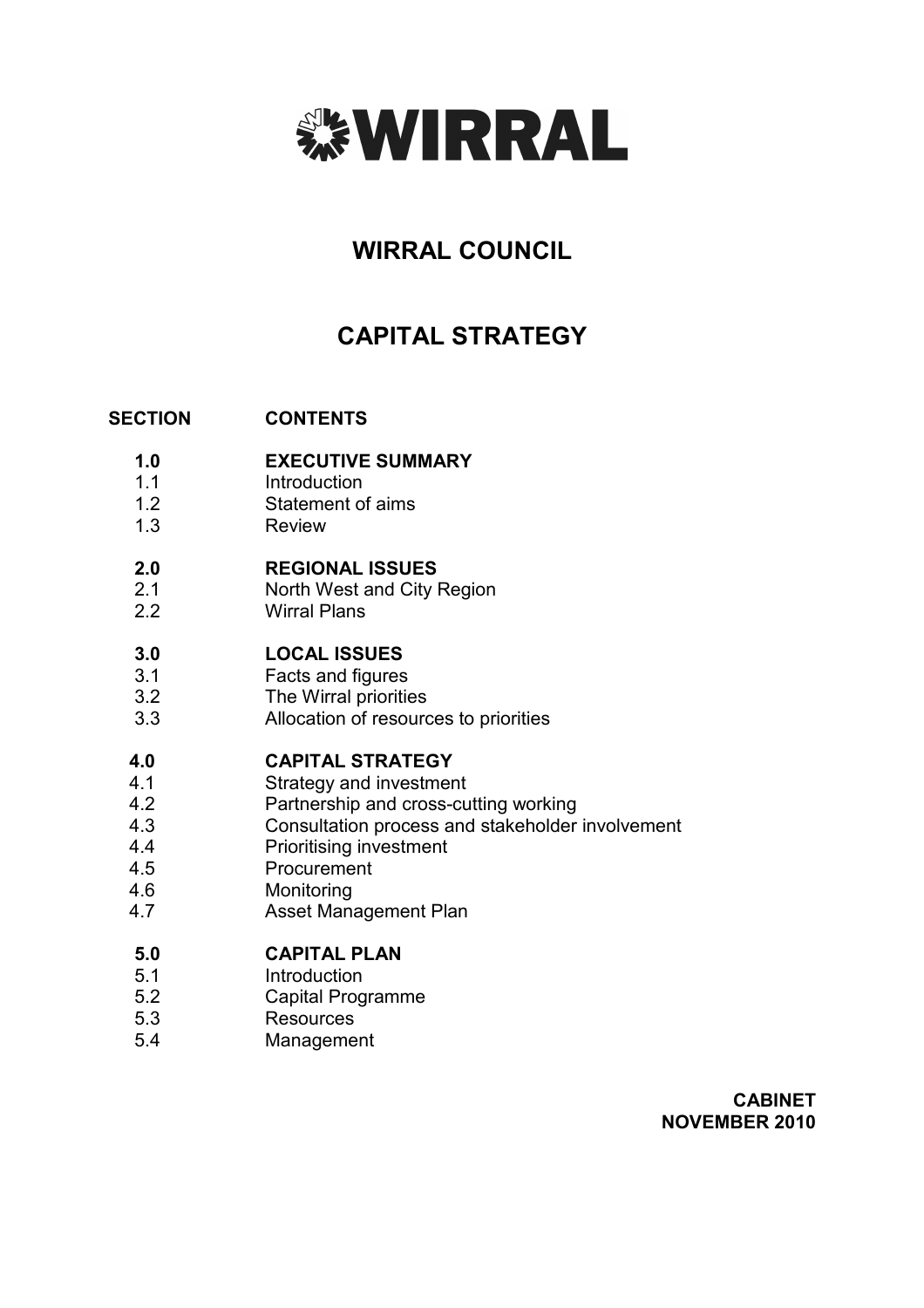# WIRRAL

## WIRRAL COUNCIL

## CAPITAL STRATEGY

| SECTION | CONTENTS |
|---|---|
| **1.0** | **EXECUTIVE SUMMARY** |
| 1.1 | Introduction |
| 1.2 | Statement of aims |
| 1.3 | Review |
| **2.0** | **REGIONAL ISSUES** |
| 2.1 | North West and City Region |
| 2.2 | Wirral Plans |
| **3.0** | **LOCAL ISSUES** |
| 3.1 | Facts and figures |
| 3.2 | The Wirral priorities |
| 3.3 | Allocation of resources to priorities |
| **4.0** | **CAPITAL STRATEGY** |
| 4.1 | Strategy and investment |
| 4.2 | Partnership and cross-cutting working |
| 4.3 | Consultation process and stakeholder involvement |
| 4.4 | Prioritising investment |
| 4.5 | Procurement |
| 4.6 | Monitoring |
| 4.7 | Asset Management Plan |
| **5.0** | **CAPITAL PLAN** |
| 5.1 | Introduction |
| 5.2 | Capital Programme |
| 5.3 | Resources |
| 5.4 | Management |

**CABINET**
**NOVEMBER 2010**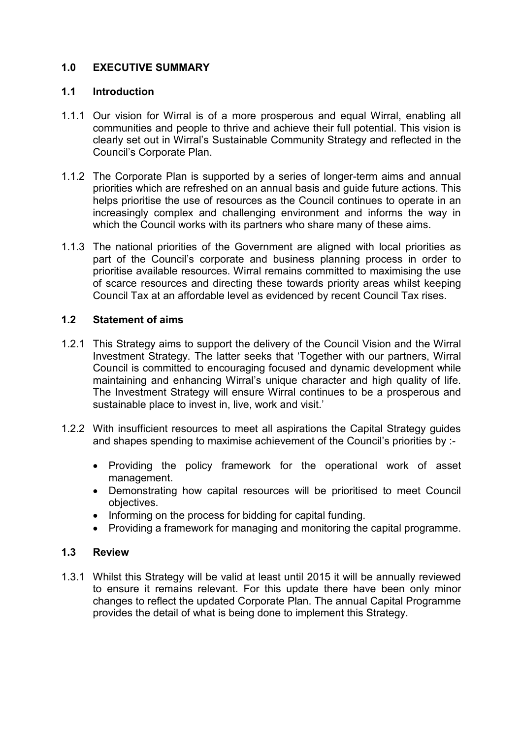## 1.0 EXECUTIVE SUMMARY

### 1.1 Introduction

1.1.1 Our vision for Wirral is of a more prosperous and equal Wirral, enabling all communities and people to thrive and achieve their full potential. This vision is clearly set out in Wirral's Sustainable Community Strategy and reflected in the Council's Corporate Plan.

1.1.2 The Corporate Plan is supported by a series of longer-term aims and annual priorities which are refreshed on an annual basis and guide future actions. This helps prioritise the use of resources as the Council continues to operate in an increasingly complex and challenging environment and informs the way in which the Council works with its partners who share many of these aims.

1.1.3 The national priorities of the Government are aligned with local priorities as part of the Council's corporate and business planning process in order to prioritise available resources. Wirral remains committed to maximising the use of scarce resources and directing these towards priority areas whilst keeping Council Tax at an affordable level as evidenced by recent Council Tax rises.

### 1.2 Statement of aims

1.2.1 This Strategy aims to support the delivery of the Council Vision and the Wirral Investment Strategy. The latter seeks that 'Together with our partners, Wirral Council is committed to encouraging focused and dynamic development while maintaining and enhancing Wirral's unique character and high quality of life. The Investment Strategy will ensure Wirral continues to be a prosperous and sustainable place to invest in, live, work and visit.'

1.2.2 With insufficient resources to meet all aspirations the Capital Strategy guides and shapes spending to maximise achievement of the Council's priorities by :-

- Providing the policy framework for the operational work of asset management.
- Demonstrating how capital resources will be prioritised to meet Council objectives.
- Informing on the process for bidding for capital funding.
- Providing a framework for managing and monitoring the capital programme.

### 1.3 Review

1.3.1 Whilst this Strategy will be valid at least until 2015 it will be annually reviewed to ensure it remains relevant. For this update there have been only minor changes to reflect the updated Corporate Plan. The annual Capital Programme provides the detail of what is being done to implement this Strategy.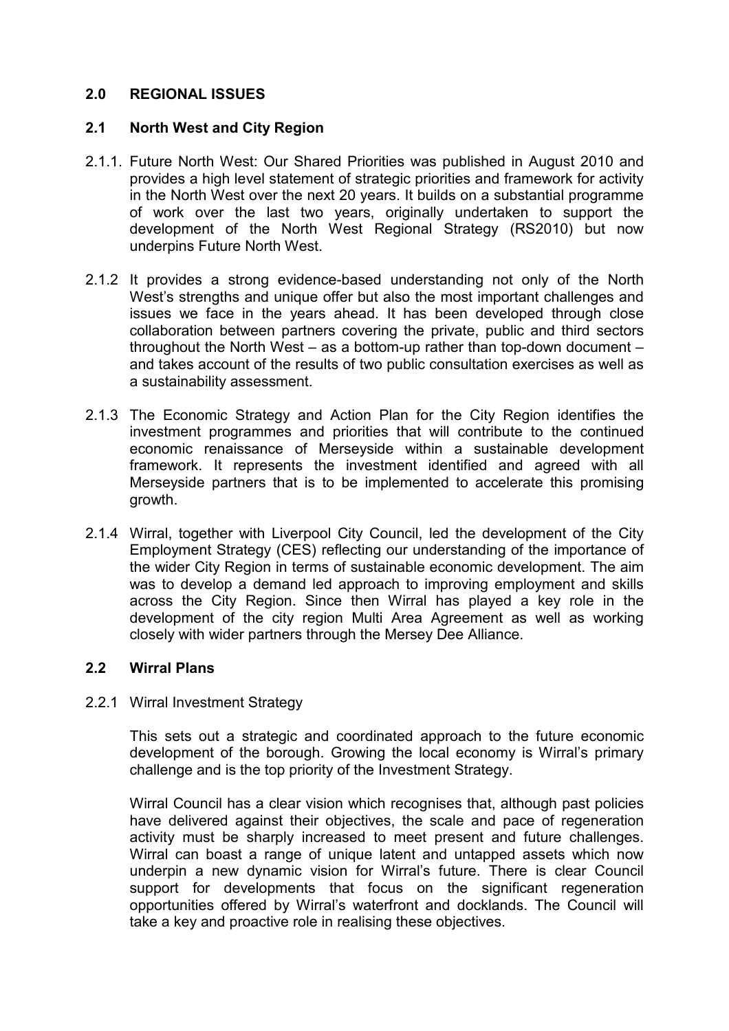## 2.0 REGIONAL ISSUES

### 2.1 North West and City Region

2.1.1. Future North West: Our Shared Priorities was published in August 2010 and provides a high level statement of strategic priorities and framework for activity in the North West over the next 20 years. It builds on a substantial programme of work over the last two years, originally undertaken to support the development of the North West Regional Strategy (RS2010) but now underpins Future North West.

2.1.2 It provides a strong evidence-based understanding not only of the North West's strengths and unique offer but also the most important challenges and issues we face in the years ahead. It has been developed through close collaboration between partners covering the private, public and third sectors throughout the North West – as a bottom-up rather than top-down document – and takes account of the results of two public consultation exercises as well as a sustainability assessment.

2.1.3 The Economic Strategy and Action Plan for the City Region identifies the investment programmes and priorities that will contribute to the continued economic renaissance of Merseyside within a sustainable development framework. It represents the investment identified and agreed with all Merseyside partners that is to be implemented to accelerate this promising growth.

2.1.4 Wirral, together with Liverpool City Council, led the development of the City Employment Strategy (CES) reflecting our understanding of the importance of the wider City Region in terms of sustainable economic development. The aim was to develop a demand led approach to improving employment and skills across the City Region. Since then Wirral has played a key role in the development of the city region Multi Area Agreement as well as working closely with wider partners through the Mersey Dee Alliance.

### 2.2 Wirral Plans

2.2.1 Wirral Investment Strategy

This sets out a strategic and coordinated approach to the future economic development of the borough. Growing the local economy is Wirral's primary challenge and is the top priority of the Investment Strategy.

Wirral Council has a clear vision which recognises that, although past policies have delivered against their objectives, the scale and pace of regeneration activity must be sharply increased to meet present and future challenges. Wirral can boast a range of unique latent and untapped assets which now underpin a new dynamic vision for Wirral's future. There is clear Council support for developments that focus on the significant regeneration opportunities offered by Wirral's waterfront and docklands. The Council will take a key and proactive role in realising these objectives.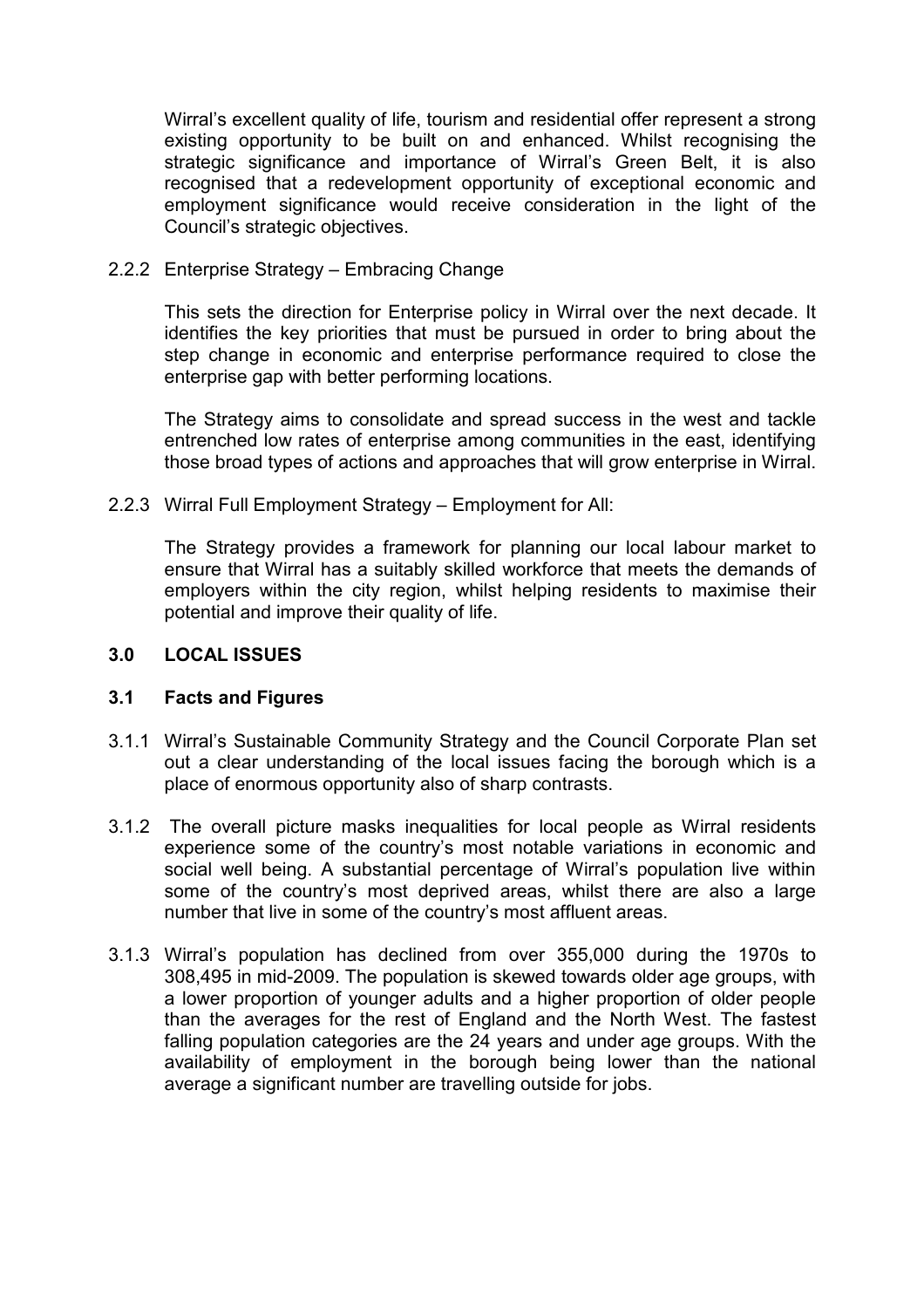Wirral's excellent quality of life, tourism and residential offer represent a strong existing opportunity to be built on and enhanced. Whilst recognising the strategic significance and importance of Wirral's Green Belt, it is also recognised that a redevelopment opportunity of exceptional economic and employment significance would receive consideration in the light of the Council's strategic objectives.

2.2.2 Enterprise Strategy – Embracing Change

This sets the direction for Enterprise policy in Wirral over the next decade. It identifies the key priorities that must be pursued in order to bring about the step change in economic and enterprise performance required to close the enterprise gap with better performing locations.

The Strategy aims to consolidate and spread success in the west and tackle entrenched low rates of enterprise among communities in the east, identifying those broad types of actions and approaches that will grow enterprise in Wirral.

2.2.3 Wirral Full Employment Strategy – Employment for All:

The Strategy provides a framework for planning our local labour market to ensure that Wirral has a suitably skilled workforce that meets the demands of employers within the city region, whilst helping residents to maximise their potential and improve their quality of life.

## 3.0 LOCAL ISSUES

### 3.1 Facts and Figures

3.1.1 Wirral's Sustainable Community Strategy and the Council Corporate Plan set out a clear understanding of the local issues facing the borough which is a place of enormous opportunity also of sharp contrasts.

3.1.2 The overall picture masks inequalities for local people as Wirral residents experience some of the country's most notable variations in economic and social well being. A substantial percentage of Wirral's population live within some of the country's most deprived areas, whilst there are also a large number that live in some of the country's most affluent areas.

3.1.3 Wirral's population has declined from over 355,000 during the 1970s to 308,495 in mid-2009. The population is skewed towards older age groups, with a lower proportion of younger adults and a higher proportion of older people than the averages for the rest of England and the North West. The fastest falling population categories are the 24 years and under age groups. With the availability of employment in the borough being lower than the national average a significant number are travelling outside for jobs.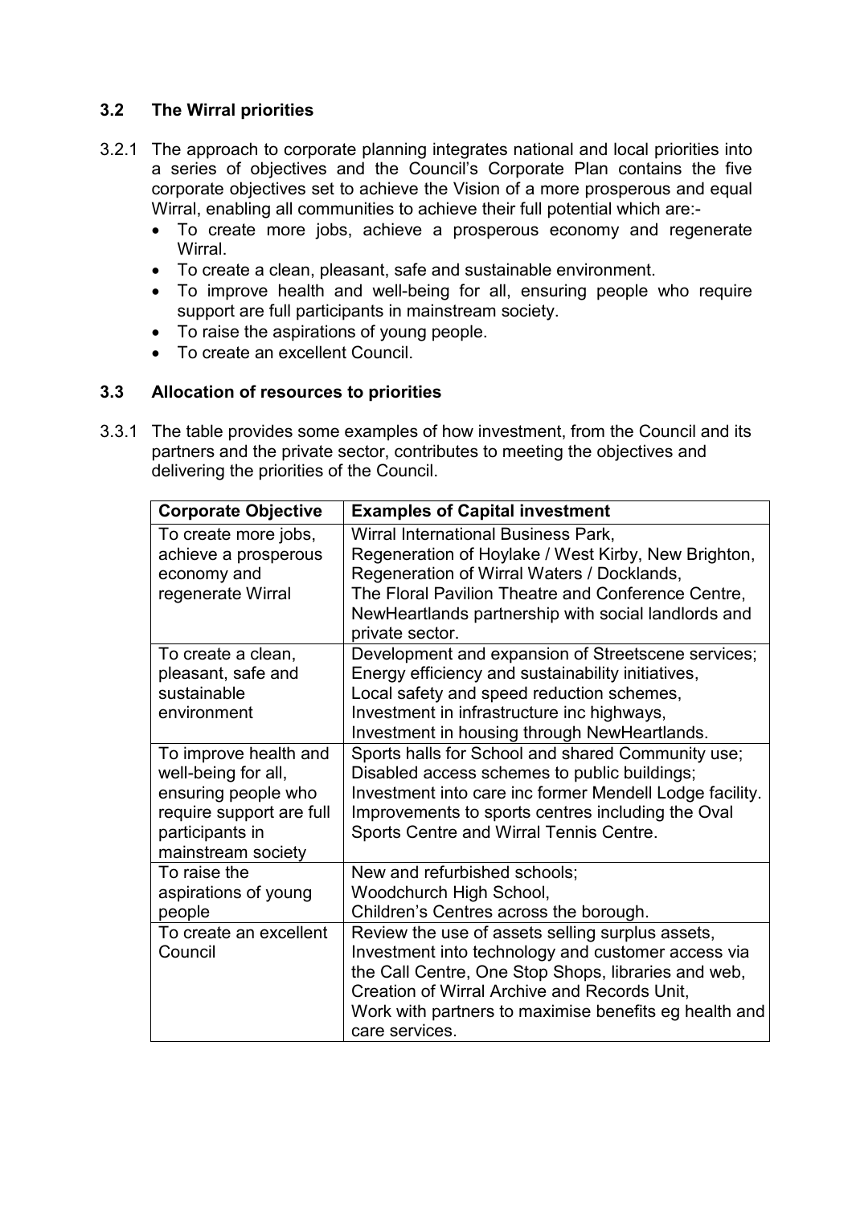### 3.2 The Wirral priorities

3.2.1 The approach to corporate planning integrates national and local priorities into a series of objectives and the Council's Corporate Plan contains the five corporate objectives set to achieve the Vision of a more prosperous and equal Wirral, enabling all communities to achieve their full potential which are:-

- To create more jobs, achieve a prosperous economy and regenerate Wirral.
- To create a clean, pleasant, safe and sustainable environment.
- To improve health and well-being for all, ensuring people who require support are full participants in mainstream society.
- To raise the aspirations of young people.
- To create an excellent Council.

### 3.3 Allocation of resources to priorities

3.3.1 The table provides some examples of how investment, from the Council and its partners and the private sector, contributes to meeting the objectives and delivering the priorities of the Council.

| Corporate Objective | Examples of Capital investment |
| --- | --- |
| To create more jobs, achieve a prosperous economy and regenerate Wirral | Wirral International Business Park, Regeneration of Hoylake / West Kirby, New Brighton, Regeneration of Wirral Waters / Docklands, The Floral Pavilion Theatre and Conference Centre, NewHeartlands partnership with social landlords and private sector. |
| To create a clean, pleasant, safe and sustainable environment | Development and expansion of Streetscene services; Energy efficiency and sustainability initiatives, Local safety and speed reduction schemes, Investment in infrastructure inc highways, Investment in housing through NewHeartlands. |
| To improve health and well-being for all, ensuring people who require support are full participants in mainstream society | Sports halls for School and shared Community use; Disabled access schemes to public buildings; Investment into care inc former Mendell Lodge facility. Improvements to sports centres including the Oval Sports Centre and Wirral Tennis Centre. |
| To raise the aspirations of young people | New and refurbished schools; Woodchurch High School, Children's Centres across the borough. |
| To create an excellent Council | Review the use of assets selling surplus assets, Investment into technology and customer access via the Call Centre, One Stop Shops, libraries and web, Creation of Wirral Archive and Records Unit, Work with partners to maximise benefits eg health and care services. |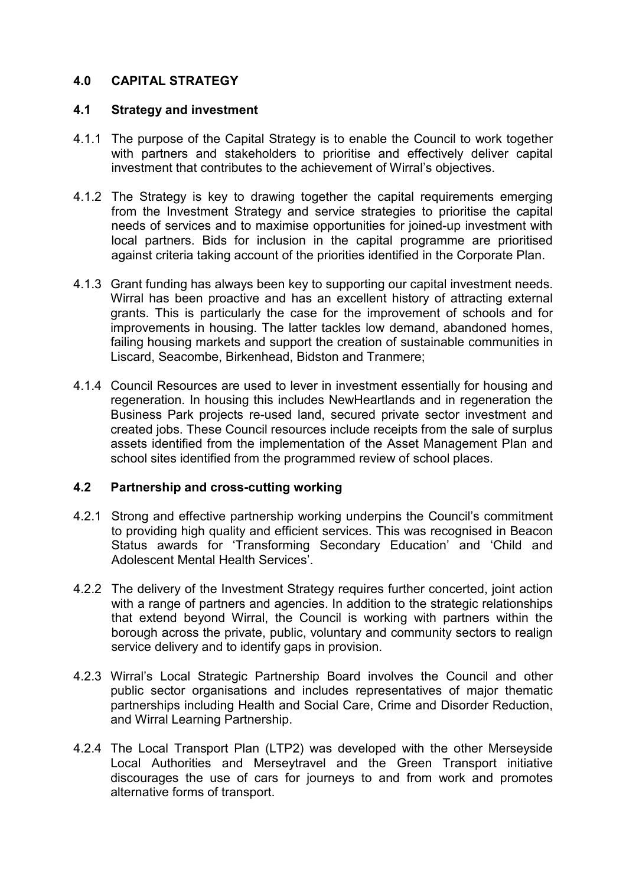## 4.0 CAPITAL STRATEGY

### 4.1 Strategy and investment

4.1.1 The purpose of the Capital Strategy is to enable the Council to work together with partners and stakeholders to prioritise and effectively deliver capital investment that contributes to the achievement of Wirral's objectives.

4.1.2 The Strategy is key to drawing together the capital requirements emerging from the Investment Strategy and service strategies to prioritise the capital needs of services and to maximise opportunities for joined-up investment with local partners. Bids for inclusion in the capital programme are prioritised against criteria taking account of the priorities identified in the Corporate Plan.

4.1.3 Grant funding has always been key to supporting our capital investment needs. Wirral has been proactive and has an excellent history of attracting external grants. This is particularly the case for the improvement of schools and for improvements in housing. The latter tackles low demand, abandoned homes, failing housing markets and support the creation of sustainable communities in Liscard, Seacombe, Birkenhead, Bidston and Tranmere;

4.1.4 Council Resources are used to lever in investment essentially for housing and regeneration. In housing this includes NewHeartlands and in regeneration the Business Park projects re-used land, secured private sector investment and created jobs. These Council resources include receipts from the sale of surplus assets identified from the implementation of the Asset Management Plan and school sites identified from the programmed review of school places.

### 4.2 Partnership and cross-cutting working

4.2.1 Strong and effective partnership working underpins the Council's commitment to providing high quality and efficient services. This was recognised in Beacon Status awards for 'Transforming Secondary Education' and 'Child and Adolescent Mental Health Services'.

4.2.2 The delivery of the Investment Strategy requires further concerted, joint action with a range of partners and agencies. In addition to the strategic relationships that extend beyond Wirral, the Council is working with partners within the borough across the private, public, voluntary and community sectors to realign service delivery and to identify gaps in provision.

4.2.3 Wirral's Local Strategic Partnership Board involves the Council and other public sector organisations and includes representatives of major thematic partnerships including Health and Social Care, Crime and Disorder Reduction, and Wirral Learning Partnership.

4.2.4 The Local Transport Plan (LTP2) was developed with the other Merseyside Local Authorities and Merseytravel and the Green Transport initiative discourages the use of cars for journeys to and from work and promotes alternative forms of transport.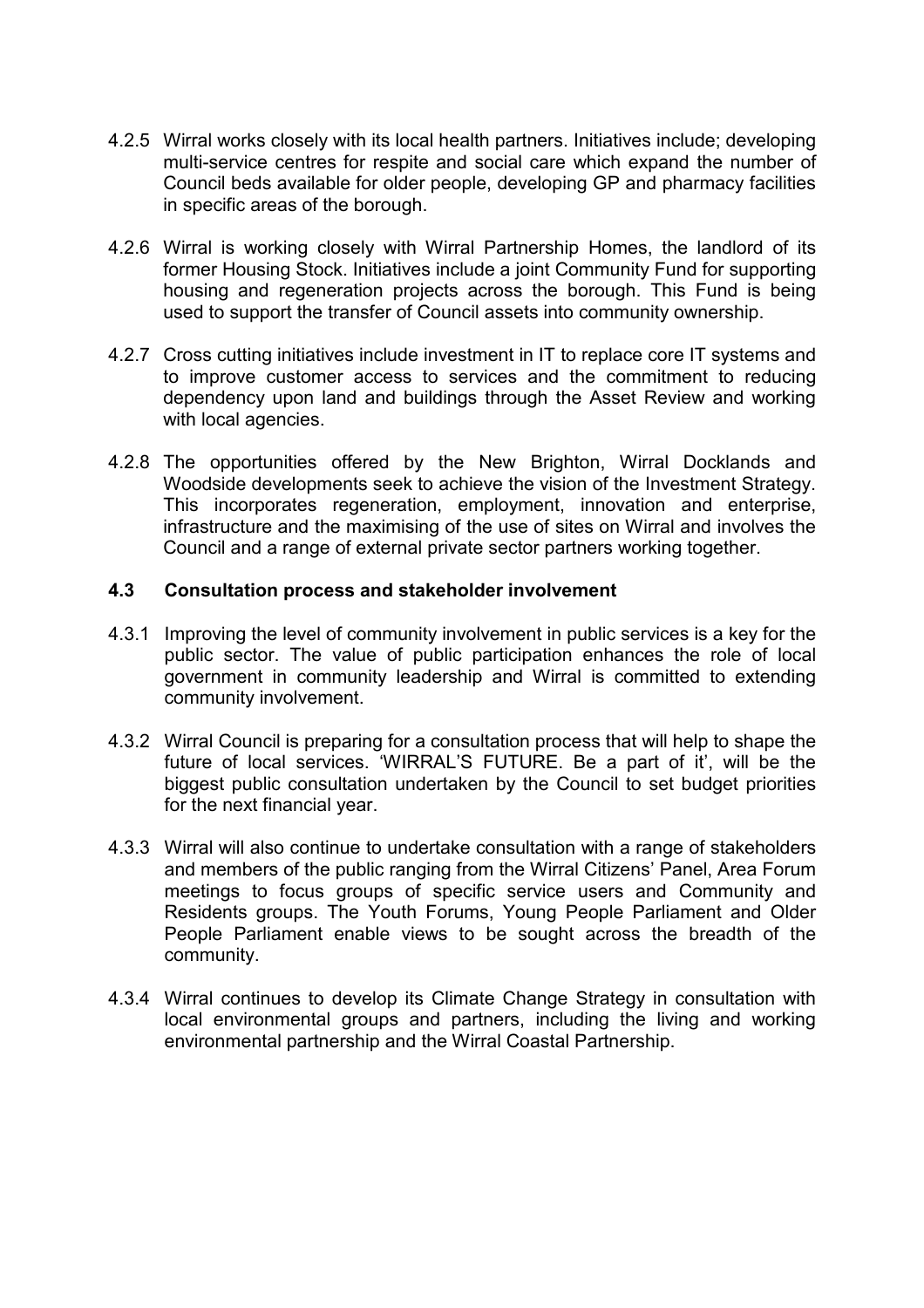4.2.5 Wirral works closely with its local health partners. Initiatives include; developing multi-service centres for respite and social care which expand the number of Council beds available for older people, developing GP and pharmacy facilities in specific areas of the borough.

4.2.6 Wirral is working closely with Wirral Partnership Homes, the landlord of its former Housing Stock. Initiatives include a joint Community Fund for supporting housing and regeneration projects across the borough. This Fund is being used to support the transfer of Council assets into community ownership.

4.2.7 Cross cutting initiatives include investment in IT to replace core IT systems and to improve customer access to services and the commitment to reducing dependency upon land and buildings through the Asset Review and working with local agencies.

4.2.8 The opportunities offered by the New Brighton, Wirral Docklands and Woodside developments seek to achieve the vision of the Investment Strategy. This incorporates regeneration, employment, innovation and enterprise, infrastructure and the maximising of the use of sites on Wirral and involves the Council and a range of external private sector partners working together.

### 4.3 Consultation process and stakeholder involvement

4.3.1 Improving the level of community involvement in public services is a key for the public sector. The value of public participation enhances the role of local government in community leadership and Wirral is committed to extending community involvement.

4.3.2 Wirral Council is preparing for a consultation process that will help to shape the future of local services. 'WIRRAL'S FUTURE. Be a part of it', will be the biggest public consultation undertaken by the Council to set budget priorities for the next financial year.

4.3.3 Wirral will also continue to undertake consultation with a range of stakeholders and members of the public ranging from the Wirral Citizens' Panel, Area Forum meetings to focus groups of specific service users and Community and Residents groups. The Youth Forums, Young People Parliament and Older People Parliament enable views to be sought across the breadth of the community.

4.3.4 Wirral continues to develop its Climate Change Strategy in consultation with local environmental groups and partners, including the living and working environmental partnership and the Wirral Coastal Partnership.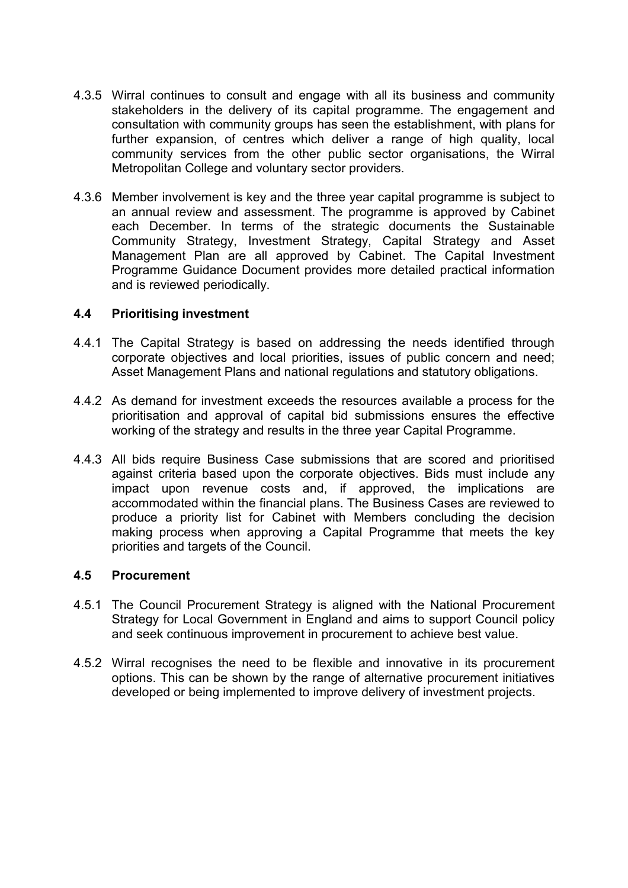4.3.5 Wirral continues to consult and engage with all its business and community stakeholders in the delivery of its capital programme. The engagement and consultation with community groups has seen the establishment, with plans for further expansion, of centres which deliver a range of high quality, local community services from the other public sector organisations, the Wirral Metropolitan College and voluntary sector providers.

4.3.6 Member involvement is key and the three year capital programme is subject to an annual review and assessment. The programme is approved by Cabinet each December. In terms of the strategic documents the Sustainable Community Strategy, Investment Strategy, Capital Strategy and Asset Management Plan are all approved by Cabinet. The Capital Investment Programme Guidance Document provides more detailed practical information and is reviewed periodically.

### 4.4 Prioritising investment

4.4.1 The Capital Strategy is based on addressing the needs identified through corporate objectives and local priorities, issues of public concern and need; Asset Management Plans and national regulations and statutory obligations.

4.4.2 As demand for investment exceeds the resources available a process for the prioritisation and approval of capital bid submissions ensures the effective working of the strategy and results in the three year Capital Programme.

4.4.3 All bids require Business Case submissions that are scored and prioritised against criteria based upon the corporate objectives. Bids must include any impact upon revenue costs and, if approved, the implications are accommodated within the financial plans. The Business Cases are reviewed to produce a priority list for Cabinet with Members concluding the decision making process when approving a Capital Programme that meets the key priorities and targets of the Council.

### 4.5 Procurement

4.5.1 The Council Procurement Strategy is aligned with the National Procurement Strategy for Local Government in England and aims to support Council policy and seek continuous improvement in procurement to achieve best value.

4.5.2 Wirral recognises the need to be flexible and innovative in its procurement options. This can be shown by the range of alternative procurement initiatives developed or being implemented to improve delivery of investment projects.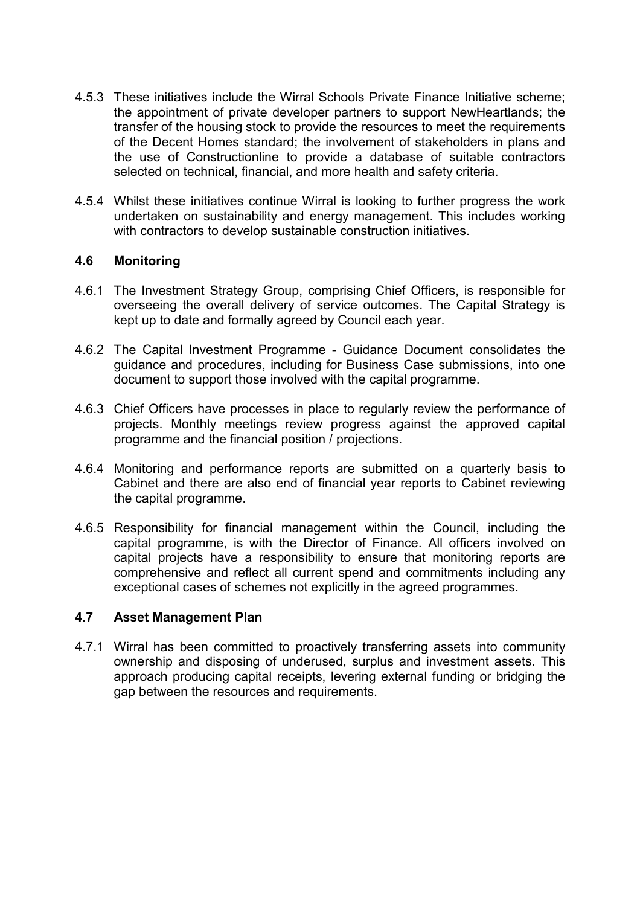4.5.3 These initiatives include the Wirral Schools Private Finance Initiative scheme; the appointment of private developer partners to support NewHeartlands; the transfer of the housing stock to provide the resources to meet the requirements of the Decent Homes standard; the involvement of stakeholders in plans and the use of Constructionline to provide a database of suitable contractors selected on technical, financial, and more health and safety criteria.

4.5.4 Whilst these initiatives continue Wirral is looking to further progress the work undertaken on sustainability and energy management. This includes working with contractors to develop sustainable construction initiatives.

### 4.6 Monitoring

4.6.1 The Investment Strategy Group, comprising Chief Officers, is responsible for overseeing the overall delivery of service outcomes. The Capital Strategy is kept up to date and formally agreed by Council each year.

4.6.2 The Capital Investment Programme - Guidance Document consolidates the guidance and procedures, including for Business Case submissions, into one document to support those involved with the capital programme.

4.6.3 Chief Officers have processes in place to regularly review the performance of projects. Monthly meetings review progress against the approved capital programme and the financial position / projections.

4.6.4 Monitoring and performance reports are submitted on a quarterly basis to Cabinet and there are also end of financial year reports to Cabinet reviewing the capital programme.

4.6.5 Responsibility for financial management within the Council, including the capital programme, is with the Director of Finance. All officers involved on capital projects have a responsibility to ensure that monitoring reports are comprehensive and reflect all current spend and commitments including any exceptional cases of schemes not explicitly in the agreed programmes.

### 4.7 Asset Management Plan

4.7.1 Wirral has been committed to proactively transferring assets into community ownership and disposing of underused, surplus and investment assets. This approach producing capital receipts, levering external funding or bridging the gap between the resources and requirements.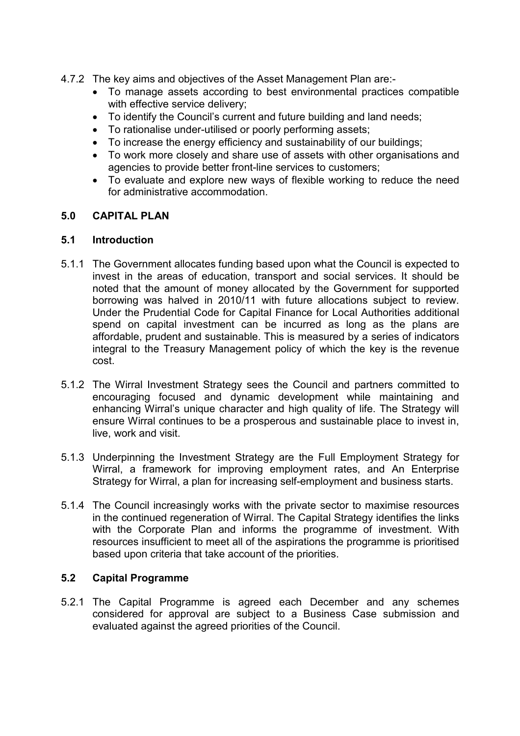4.7.2 The key aims and objectives of the Asset Management Plan are:-

- To manage assets according to best environmental practices compatible with effective service delivery;
- To identify the Council's current and future building and land needs;
- To rationalise under-utilised or poorly performing assets;
- To increase the energy efficiency and sustainability of our buildings;
- To work more closely and share use of assets with other organisations and agencies to provide better front-line services to customers;
- To evaluate and explore new ways of flexible working to reduce the need for administrative accommodation.

## 5.0 CAPITAL PLAN

### 5.1 Introduction

5.1.1 The Government allocates funding based upon what the Council is expected to invest in the areas of education, transport and social services. It should be noted that the amount of money allocated by the Government for supported borrowing was halved in 2010/11 with future allocations subject to review. Under the Prudential Code for Capital Finance for Local Authorities additional spend on capital investment can be incurred as long as the plans are affordable, prudent and sustainable. This is measured by a series of indicators integral to the Treasury Management policy of which the key is the revenue cost.

5.1.2 The Wirral Investment Strategy sees the Council and partners committed to encouraging focused and dynamic development while maintaining and enhancing Wirral's unique character and high quality of life. The Strategy will ensure Wirral continues to be a prosperous and sustainable place to invest in, live, work and visit.

5.1.3 Underpinning the Investment Strategy are the Full Employment Strategy for Wirral, a framework for improving employment rates, and An Enterprise Strategy for Wirral, a plan for increasing self-employment and business starts.

5.1.4 The Council increasingly works with the private sector to maximise resources in the continued regeneration of Wirral. The Capital Strategy identifies the links with the Corporate Plan and informs the programme of investment. With resources insufficient to meet all of the aspirations the programme is prioritised based upon criteria that take account of the priorities.

### 5.2 Capital Programme

5.2.1 The Capital Programme is agreed each December and any schemes considered for approval are subject to a Business Case submission and evaluated against the agreed priorities of the Council.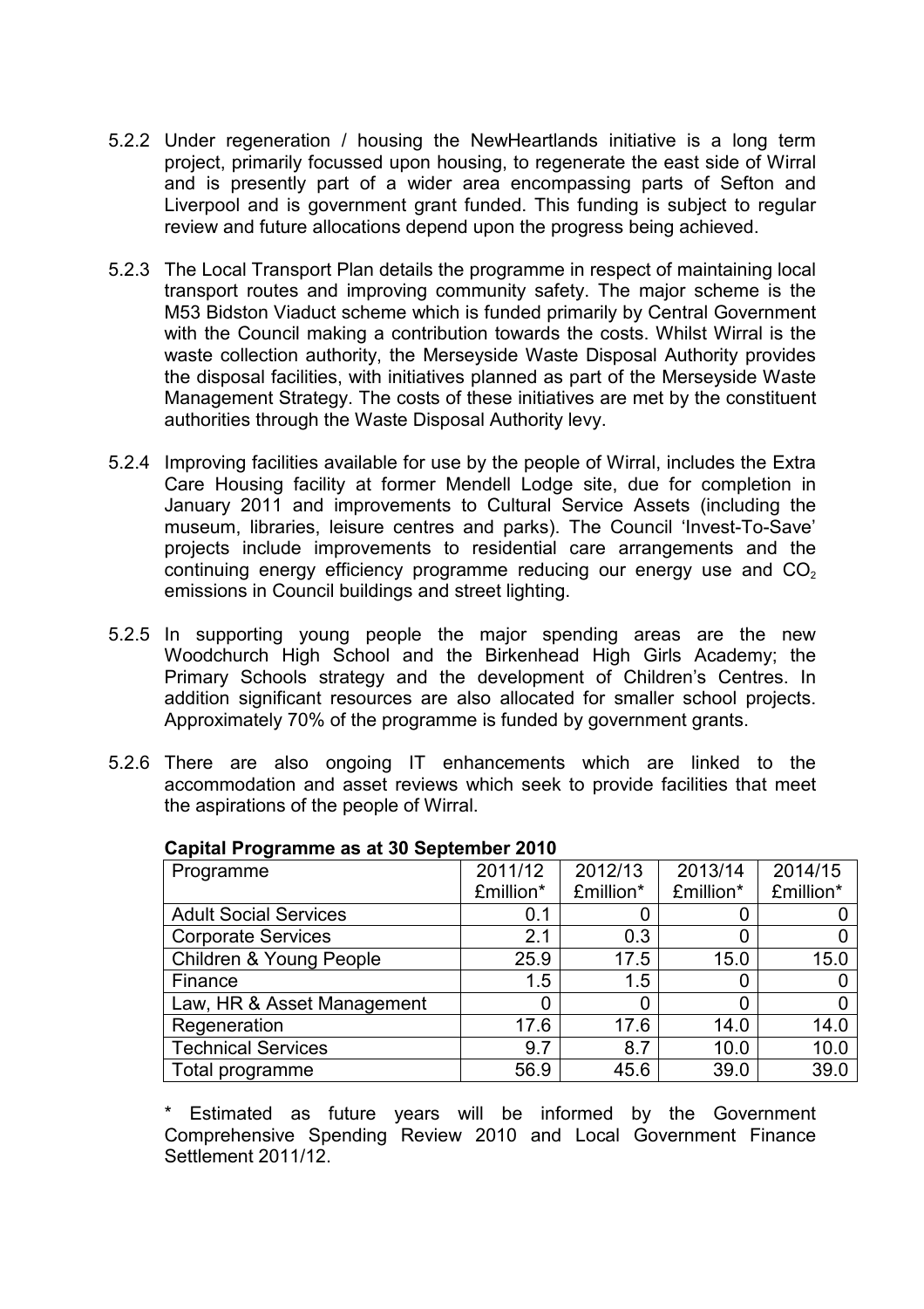5.2.2 Under regeneration / housing the NewHeartlands initiative is a long term project, primarily focussed upon housing, to regenerate the east side of Wirral and is presently part of a wider area encompassing parts of Sefton and Liverpool and is government grant funded. This funding is subject to regular review and future allocations depend upon the progress being achieved.

5.2.3 The Local Transport Plan details the programme in respect of maintaining local transport routes and improving community safety. The major scheme is the M53 Bidston Viaduct scheme which is funded primarily by Central Government with the Council making a contribution towards the costs. Whilst Wirral is the waste collection authority, the Merseyside Waste Disposal Authority provides the disposal facilities, with initiatives planned as part of the Merseyside Waste Management Strategy. The costs of these initiatives are met by the constituent authorities through the Waste Disposal Authority levy.

5.2.4 Improving facilities available for use by the people of Wirral, includes the Extra Care Housing facility at former Mendell Lodge site, due for completion in January 2011 and improvements to Cultural Service Assets (including the museum, libraries, leisure centres and parks). The Council 'Invest-To-Save' projects include improvements to residential care arrangements and the continuing energy efficiency programme reducing our energy use and $CO_2$ emissions in Council buildings and street lighting.

5.2.5 In supporting young people the major spending areas are the new Woodchurch High School and the Birkenhead High Girls Academy; the Primary Schools strategy and the development of Children's Centres. In addition significant resources are also allocated for smaller school projects. Approximately 70% of the programme is funded by government grants.

5.2.6 There are also ongoing IT enhancements which are linked to the accommodation and asset reviews which seek to provide facilities that meet the aspirations of the people of Wirral.

**Capital Programme as at 30 September 2010**

| Programme | 2011/12 £million* | 2012/13 £million* | 2013/14 £million* | 2014/15 £million* |
|---|---|---|---|---|
| Adult Social Services | 0.1 | 0 | 0 | 0 |
| Corporate Services | 2.1 | 0.3 | 0 | 0 |
| Children & Young People | 25.9 | 17.5 | 15.0 | 15.0 |
| Finance | 1.5 | 1.5 | 0 | 0 |
| Law, HR & Asset Management | 0 | 0 | 0 | 0 |
| Regeneration | 17.6 | 17.6 | 14.0 | 14.0 |
| Technical Services | 9.7 | 8.7 | 10.0 | 10.0 |
| Total programme | 56.9 | 45.6 | 39.0 | 39.0 |

\* Estimated as future years will be informed by the Government Comprehensive Spending Review 2010 and Local Government Finance Settlement 2011/12.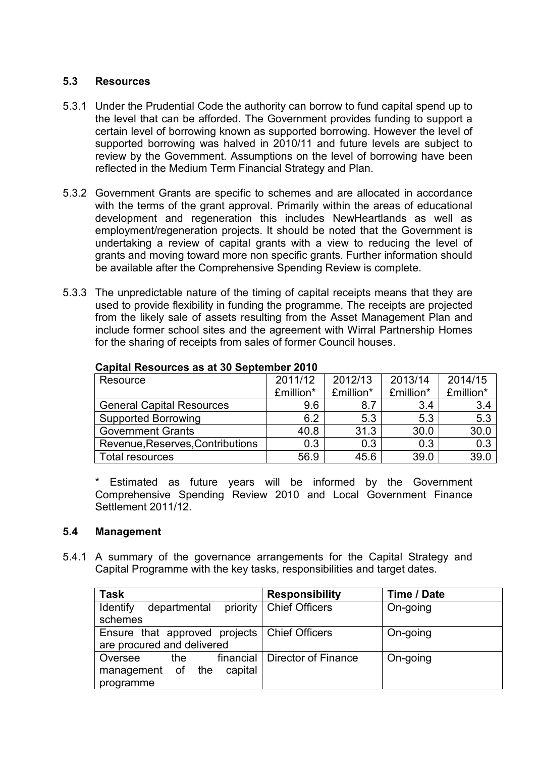## 5.3 Resources

5.3.1 Under the Prudential Code the authority can borrow to fund capital spend up to the level that can be afforded. The Government provides funding to support a certain level of borrowing known as supported borrowing. However the level of supported borrowing was halved in 2010/11 and future levels are subject to review by the Government. Assumptions on the level of borrowing have been reflected in the Medium Term Financial Strategy and Plan.

5.3.2 Government Grants are specific to schemes and are allocated in accordance with the terms of the grant approval. Primarily within the areas of educational development and regeneration this includes NewHeartlands as well as employment/regeneration projects. It should be noted that the Government is undertaking a review of capital grants with a view to reducing the level of grants and moving toward more non specific grants. Further information should be available after the Comprehensive Spending Review is complete.

5.3.3 The unpredictable nature of the timing of capital receipts means that they are used to provide flexibility in funding the programme. The receipts are projected from the likely sale of assets resulting from the Asset Management Plan and include former school sites and the agreement with Wirral Partnership Homes for the sharing of receipts from sales of former Council houses.

**Capital Resources as at 30 September 2010**

| Resource | 2011/12 £million* | 2012/13 £million* | 2013/14 £million* | 2014/15 £million* |
|---|---|---|---|---|
| General Capital Resources | 9.6 | 8.7 | 3.4 | 3.4 |
| Supported Borrowing | 6.2 | 5.3 | 5.3 | 5.3 |
| Government Grants | 40.8 | 31.3 | 30.0 | 30.0 |
| Revenue,Reserves,Contributions | 0.3 | 0.3 | 0.3 | 0.3 |
| Total resources | 56.9 | 45.6 | 39.0 | 39.0 |

\* Estimated as future years will be informed by the Government Comprehensive Spending Review 2010 and Local Government Finance Settlement 2011/12.

## 5.4 Management

5.4.1 A summary of the governance arrangements for the Capital Strategy and Capital Programme with the key tasks, responsibilities and target dates.

| Task | Responsibility | Time / Date |
|---|---|---|
| Identify departmental priority schemes | Chief Officers | On-going |
| Ensure that approved projects are procured and delivered | Chief Officers | On-going |
| Oversee the financial management of the capital programme | Director of Finance | On-going |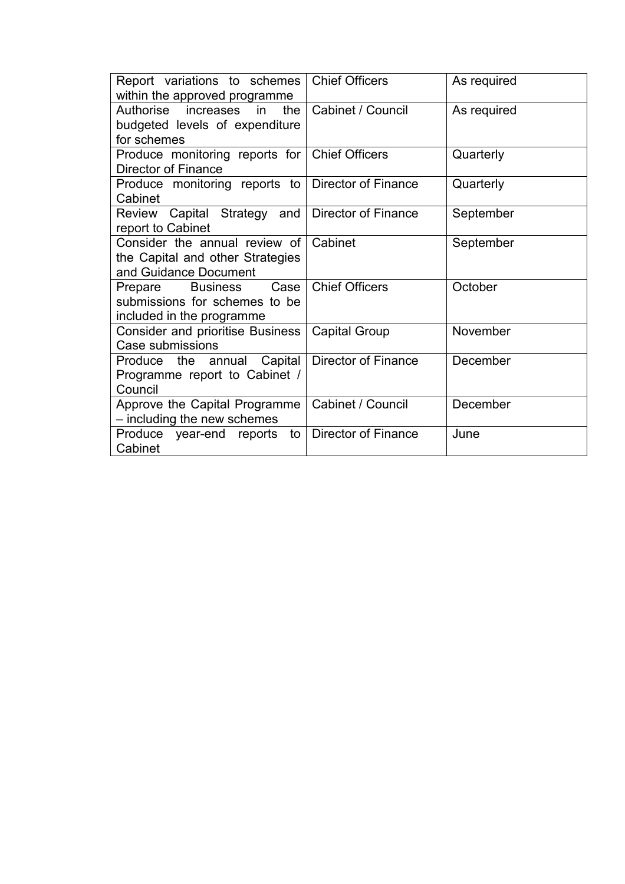| Report variations to schemes within the approved programme | Chief Officers | As required |
|---|---|---|
| Authorise increases in the budgeted levels of expenditure for schemes | Cabinet / Council | As required |
| Produce monitoring reports for Director of Finance | Chief Officers | Quarterly |
| Produce monitoring reports to Cabinet | Director of Finance | Quarterly |
| Review Capital Strategy and report to Cabinet | Director of Finance | September |
| Consider the annual review of the Capital and other Strategies and Guidance Document | Cabinet | September |
| Prepare Business Case submissions for schemes to be included in the programme | Chief Officers | October |
| Consider and prioritise Business Case submissions | Capital Group | November |
| Produce the annual Capital Programme report to Cabinet / Council | Director of Finance | December |
| Approve the Capital Programme – including the new schemes | Cabinet / Council | December |
| Produce year-end reports to Cabinet | Director of Finance | June |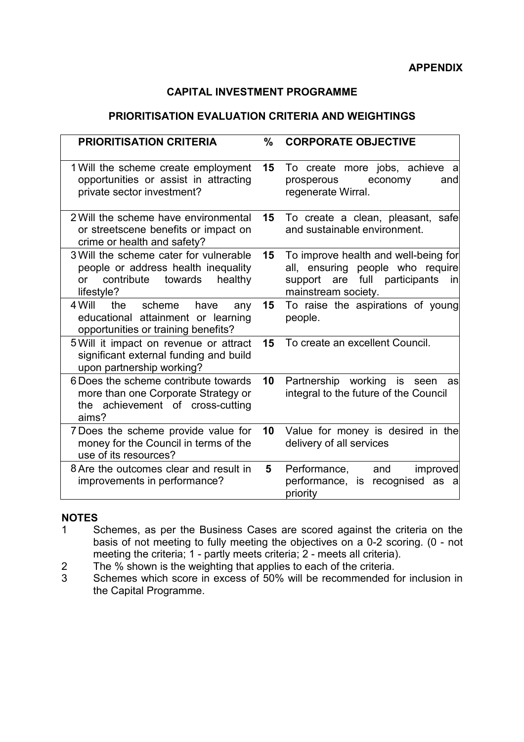**APPENDIX**

## CAPITAL INVESTMENT PROGRAMME

## PRIORITISATION EVALUATION CRITERIA AND WEIGHTINGS

| PRIORITISATION CRITERIA | % | CORPORATE OBJECTIVE |
|---|---|---|
| 1 Will the scheme create employment opportunities or assist in attracting private sector investment? | 15 | To create more jobs, achieve a prosperous economy and regenerate Wirral. |
| 2 Will the scheme have environmental or streetscene benefits or impact on crime or health and safety? | 15 | To create a clean, pleasant, safe and sustainable environment. |
| 3 Will the scheme cater for vulnerable people or address health inequality or contribute towards healthy lifestyle? | 15 | To improve health and well-being for all, ensuring people who require support are full participants in mainstream society. |
| 4 Will the scheme have any educational attainment or learning opportunities or training benefits? | 15 | To raise the aspirations of young people. |
| 5 Will it impact on revenue or attract significant external funding and build upon partnership working? | 15 | To create an excellent Council. |
| 6 Does the scheme contribute towards more than one Corporate Strategy or the achievement of cross-cutting aims? | 10 | Partnership working is seen as integral to the future of the Council |
| 7 Does the scheme provide value for money for the Council in terms of the use of its resources? | 10 | Value for money is desired in the delivery of all services |
| 8 Are the outcomes clear and result in improvements in performance? | 5 | Performance, and improved performance, is recognised as a priority |

**NOTES**

1. Schemes, as per the Business Cases are scored against the criteria on the basis of not meeting to fully meeting the objectives on a 0-2 scoring. (0 - not meeting the criteria; 1 - partly meets criteria; 2 - meets all criteria).
2. The % shown is the weighting that applies to each of the criteria.
3. Schemes which score in excess of 50% will be recommended for inclusion in the Capital Programme.